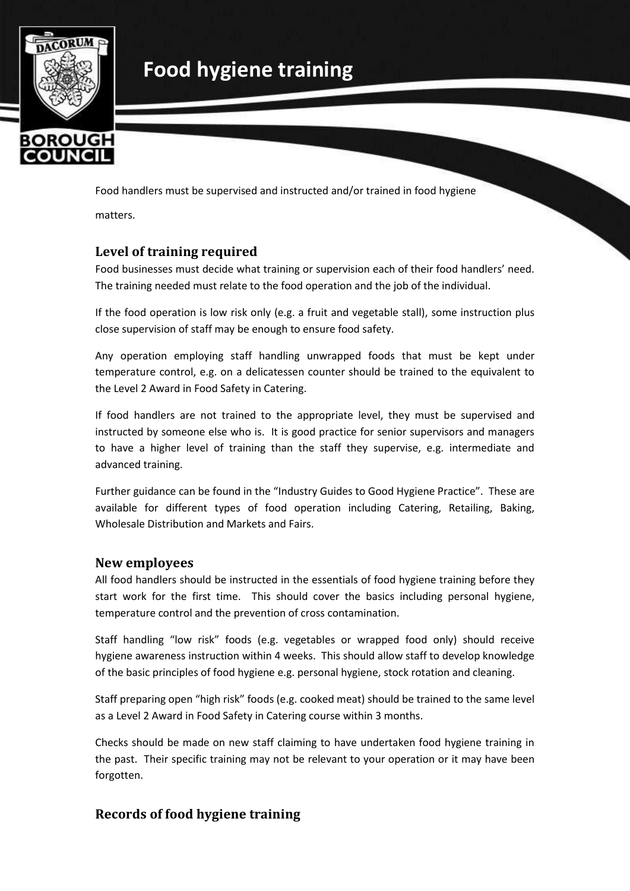# Food hygiene training

Food handlers must be supervised and instructed and/or trained in food hygiene matters.

## Level of training required

Food businesses must decide what training or supervision each of their food handlers' need. The training needed must relate to the food operation and the job of the individual.

If the food operation is low risk only (e.g. a fruit and vegetable stall), some instruction plus close supervision of staff may be enough to ensure food safety.

Any operation employing staff handling unwrapped foods that must be kept under temperature control, e.g. on a delicatessen counter should be trained to the equivalent to the Level 2 Award in Food Safety in Catering.

If food handlers are not trained to the appropriate level, they must be supervised and instructed by someone else who is. It is good practice for senior supervisors and managers to have a higher level of training than the staff they supervise, e.g. intermediate and advanced training.

Further guidance can be found in the "Industry Guides to Good Hygiene Practice". These are available for different types of food operation including Catering, Retailing, Baking, Wholesale Distribution and Markets and Fairs.

## New employees

All food handlers should be instructed in the essentials of food hygiene training before they start work for the first time. This should cover the basics including personal hygiene, temperature control and the prevention of cross contamination.

Staff handling "low risk" foods (e.g. vegetables or wrapped food only) should receive hygiene awareness instruction within 4 weeks. This should allow staff to develop knowledge of the basic principles of food hygiene e.g. personal hygiene, stock rotation and cleaning.

Staff preparing open "high risk" foods (e.g. cooked meat) should be trained to the same level as a Level 2 Award in Food Safety in Catering course within 3 months.

Checks should be made on new staff claiming to have undertaken food hygiene training in the past. Their specific training may not be relevant to your operation or it may have been forgotten.

## Records of food hygiene training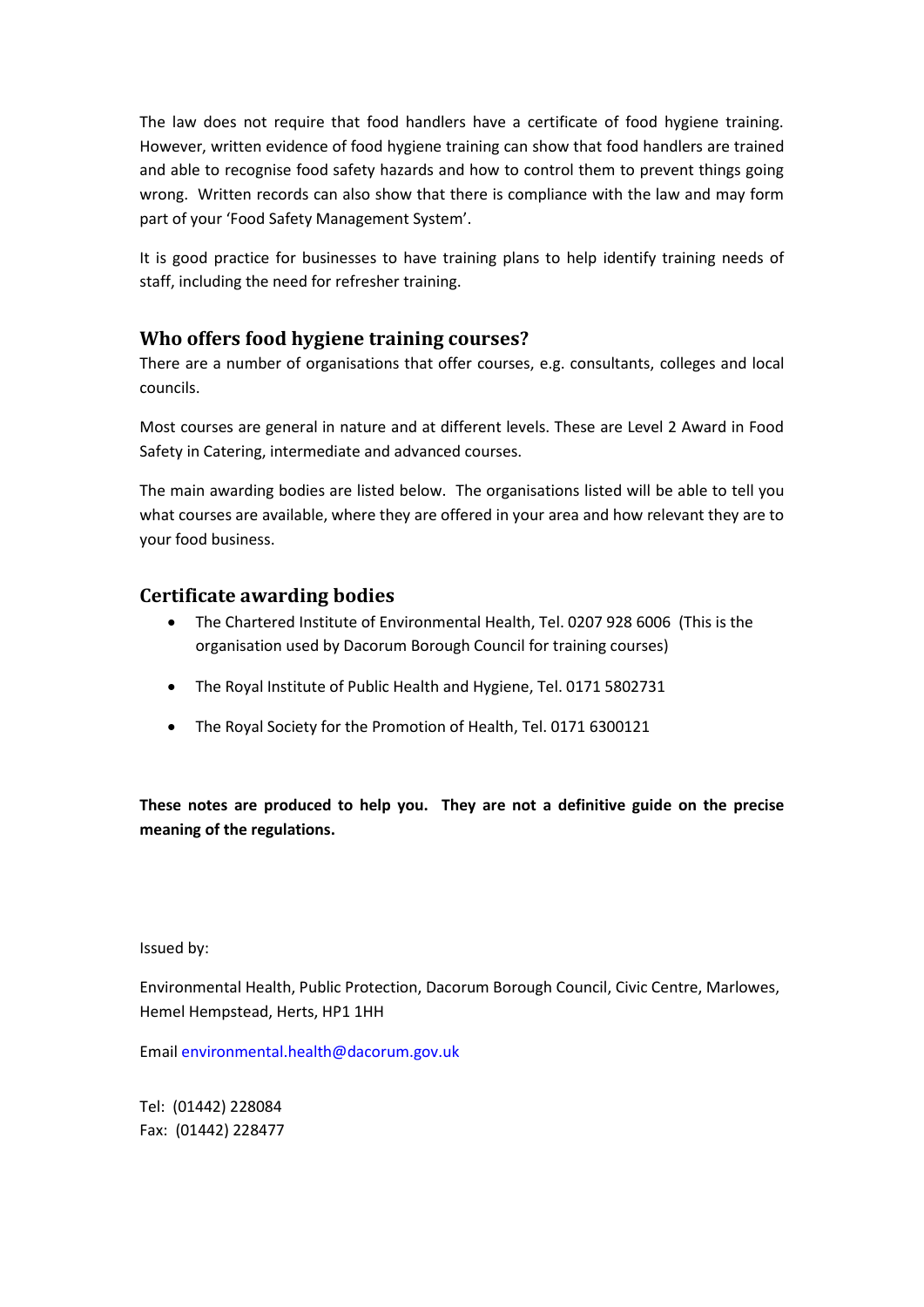The law does not require that food handlers have a certificate of food hygiene training. However, written evidence of food hygiene training can show that food handlers are trained and able to recognise food safety hazards and how to control them to prevent things going wrong. Written records can also show that there is compliance with the law and may form part of your 'Food Safety Management System'.

It is good practice for businesses to have training plans to help identify training needs of staff, including the need for refresher training.

## Who offers food hygiene training courses?

There are a number of organisations that offer courses, e.g. consultants, colleges and local councils.

Most courses are general in nature and at different levels. These are Level 2 Award in Food Safety in Catering, intermediate and advanced courses.

The main awarding bodies are listed below. The organisations listed will be able to tell you what courses are available, where they are offered in your area and how relevant they are to your food business.

## Certificate awarding bodies

- The Chartered Institute of Environmental Health, Tel. 0207 928 6006 (This is the organisation used by Dacorum Borough Council for training courses)
- The Royal Institute of Public Health and Hygiene, Tel. 0171 5802731
- The Royal Society for the Promotion of Health, Tel. 0171 6300121

**These notes are produced to help you. They are not a definitive guide on the precise meaning of the regulations.**

Issued by:

Environmental Health, Public Protection, Dacorum Borough Council, Civic Centre, Marlowes, Hemel Hempstead, Herts, HP1 1HH

Email environmental.health@dacorum.gov.uk

Tel: (01442) 228084
Fax: (01442) 228477